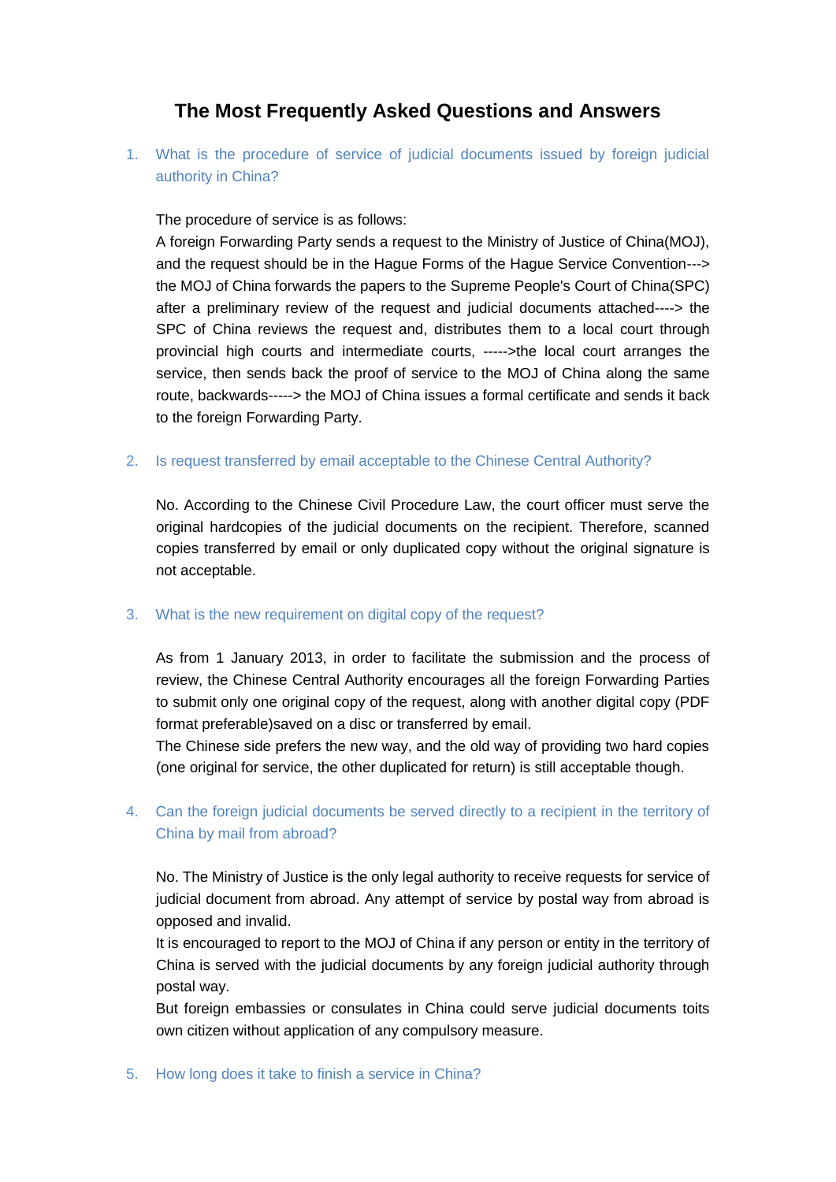# The Most Frequently Asked Questions and Answers

1. What is the procedure of service of judicial documents issued by foreign judicial authority in China?

   The procedure of service is as follows:
   A foreign Forwarding Party sends a request to the Ministry of Justice of China(MOJ), and the request should be in the Hague Forms of the Hague Service Convention---> the MOJ of China forwards the papers to the Supreme People's Court of China(SPC) after a preliminary review of the request and judicial documents attached----> the SPC of China reviews the request and, distributes them to a local court through provincial high courts and intermediate courts, ----->the local court arranges the service, then sends back the proof of service to the MOJ of China along the same route, backwards-----> the MOJ of China issues a formal certificate and sends it back to the foreign Forwarding Party.

2. Is request transferred by email acceptable to the Chinese Central Authority?

   No. According to the Chinese Civil Procedure Law, the court officer must serve the original hardcopies of the judicial documents on the recipient. Therefore, scanned copies transferred by email or only duplicated copy without the original signature is not acceptable.

3. What is the new requirement on digital copy of the request?

   As from 1 January 2013, in order to facilitate the submission and the process of review, the Chinese Central Authority encourages all the foreign Forwarding Parties to submit only one original copy of the request, along with another digital copy (PDF format preferable)saved on a disc or transferred by email.
   The Chinese side prefers the new way, and the old way of providing two hard copies (one original for service, the other duplicated for return) is still acceptable though.

4. Can the foreign judicial documents be served directly to a recipient in the territory of China by mail from abroad?

   No. The Ministry of Justice is the only legal authority to receive requests for service of judicial document from abroad. Any attempt of service by postal way from abroad is opposed and invalid.
   It is encouraged to report to the MOJ of China if any person or entity in the territory of China is served with the judicial documents by any foreign judicial authority through postal way.
   But foreign embassies or consulates in China could serve judicial documents toits own citizen without application of any compulsory measure.

5. How long does it take to finish a service in China?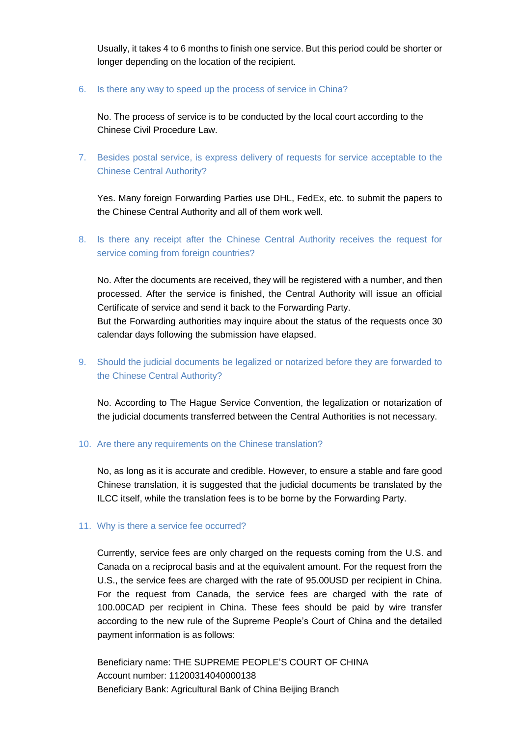Usually, it takes 4 to 6 months to finish one service. But this period could be shorter or longer depending on the location of the recipient.

6. Is there any way to speed up the process of service in China?

   No. The process of service is to be conducted by the local court according to the Chinese Civil Procedure Law.

7. Besides postal service, is express delivery of requests for service acceptable to the Chinese Central Authority?

   Yes. Many foreign Forwarding Parties use DHL, FedEx, etc. to submit the papers to the Chinese Central Authority and all of them work well.

8. Is there any receipt after the Chinese Central Authority receives the request for service coming from foreign countries?

   No. After the documents are received, they will be registered with a number, and then processed. After the service is finished, the Central Authority will issue an official Certificate of service and send it back to the Forwarding Party.
   But the Forwarding authorities may inquire about the status of the requests once 30 calendar days following the submission have elapsed.

9. Should the judicial documents be legalized or notarized before they are forwarded to the Chinese Central Authority?

   No. According to The Hague Service Convention, the legalization or notarization of the judicial documents transferred between the Central Authorities is not necessary.

10. Are there any requirements on the Chinese translation?

    No, as long as it is accurate and credible. However, to ensure a stable and fare good Chinese translation, it is suggested that the judicial documents be translated by the ILCC itself, while the translation fees is to be borne by the Forwarding Party.

11. Why is there a service fee occurred?

    Currently, service fees are only charged on the requests coming from the U.S. and Canada on a reciprocal basis and at the equivalent amount. For the request from the U.S., the service fees are charged with the rate of 95.00USD per recipient in China. For the request from Canada, the service fees are charged with the rate of 100.00CAD per recipient in China. These fees should be paid by wire transfer according to the new rule of the Supreme People's Court of China and the detailed payment information is as follows:

    Beneficiary name: THE SUPREME PEOPLE'S COURT OF CHINA
    Account number: 11200314040000138
    Beneficiary Bank: Agricultural Bank of China Beijing Branch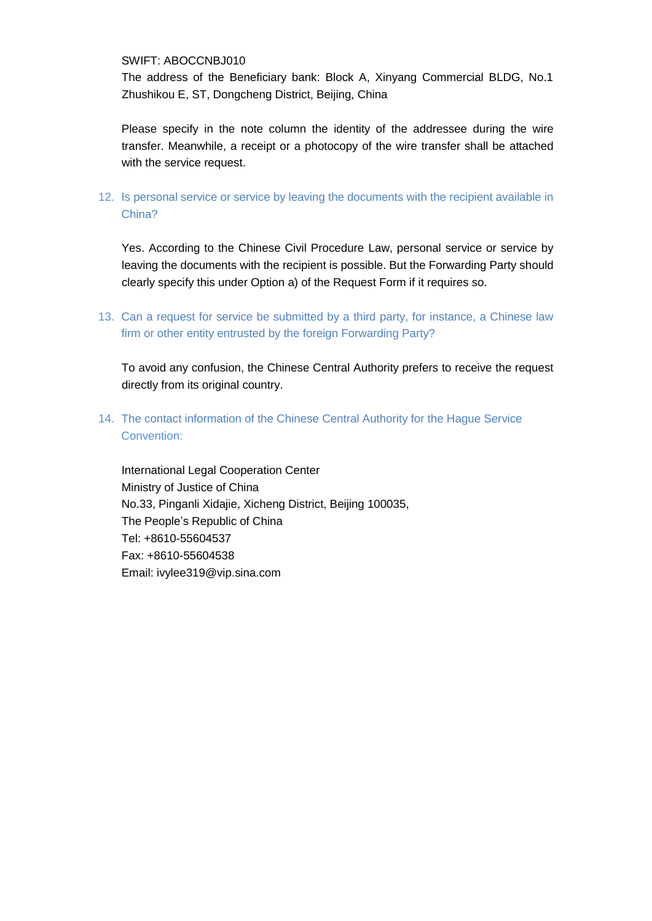SWIFT: ABOCCNBJ010
The address of the Beneficiary bank: Block A, Xinyang Commercial BLDG, No.1 Zhushikou E, ST, Dongcheng District, Beijing, China

Please specify in the note column the identity of the addressee during the wire transfer. Meanwhile, a receipt or a photocopy of the wire transfer shall be attached with the service request.

12. Is personal service or service by leaving the documents with the recipient available in China?

    Yes. According to the Chinese Civil Procedure Law, personal service or service by leaving the documents with the recipient is possible. But the Forwarding Party should clearly specify this under Option a) of the Request Form if it requires so.

13. Can a request for service be submitted by a third party, for instance, a Chinese law firm or other entity entrusted by the foreign Forwarding Party?

    To avoid any confusion, the Chinese Central Authority prefers to receive the request directly from its original country.

14. The contact information of the Chinese Central Authority for the Hague Service Convention:

    International Legal Cooperation Center
    Ministry of Justice of China
    No.33, Pinganli Xidajie, Xicheng District, Beijing 100035,
    The People's Republic of China
    Tel: +8610-55604537
    Fax: +8610-55604538
    Email: ivylee319@vip.sina.com